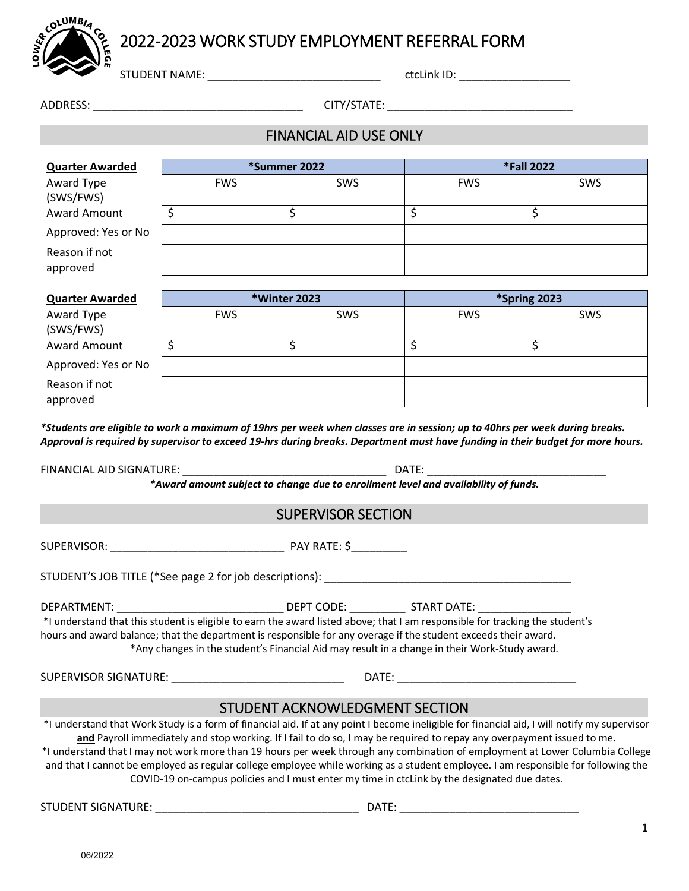# 2022-2023 WORK STUDY EMPLOYMENT REFERRAL FORM

STUDENT NAME: ____________________________ ctcLink ID: __________________

ADDRESS: __________________________________ CITY/STATE: ______________________________

## FINANCIAL AID USE ONLY

| **Quarter Awarded** | ***Summer 2022** | | ***Fall 2022** | |
|---|---|---|---|---|
| Award Type (SWS/FWS) | FWS | SWS | FWS | SWS |
| Award Amount | $ | $ | $ | $ |
| Approved: Yes or No | | | | |
| Reason if not approved | | | | |

| **Quarter Awarded** | ***Winter 2023** | | ***Spring 2023** | |
|---|---|---|---|---|
| Award Type (SWS/FWS) | FWS | SWS | FWS | SWS |
| Award Amount | $ | $ | $ | $ |
| Approved: Yes or No | | | | |
| Reason if not approved | | | | |

***Students are eligible to work a maximum of 19hrs per week when classes are in session; up to 40hrs per week during breaks. Approval is required by supervisor to exceed 19-hrs during breaks. Department must have funding in their budget for more hours.***

FINANCIAL AID SIGNATURE: ___________________________________ DATE: ______________________________

***Award amount subject to change due to enrollment level and availability of funds.***

## SUPERVISOR SECTION

SUPERVISOR: _____________________________ PAY RATE: $_________

STUDENT'S JOB TITLE (*See page 2 for job descriptions): __________________________________________

DEPARTMENT: ____________________________ DEPT CODE: _________ START DATE: _______________

*I understand that this student is eligible to earn the award listed above; that I am responsible for tracking the student's hours and award balance; that the department is responsible for any overage if the student exceeds their award.

*Any changes in the student's Financial Aid may result in a change in their Work-Study award.

SUPERVISOR SIGNATURE: _____________________________ DATE: ______________________________

## STUDENT ACKNOWLEDGMENT SECTION

*I understand that Work Study is a form of financial aid. If at any point I become ineligible for financial aid, I will notify my supervisor **and** Payroll immediately and stop working. If I fail to do so, I may be required to repay any overpayment issued to me.

*I understand that I may not work more than 19 hours per week through any combination of employment at Lower Columbia College and that I cannot be employed as regular college employee while working as a student employee. I am responsible for following the COVID-19 on-campus policies and I must enter my time in ctcLink by the designated due dates.

STUDENT SIGNATURE: _________________________________ DATE: ______________________________

06/2022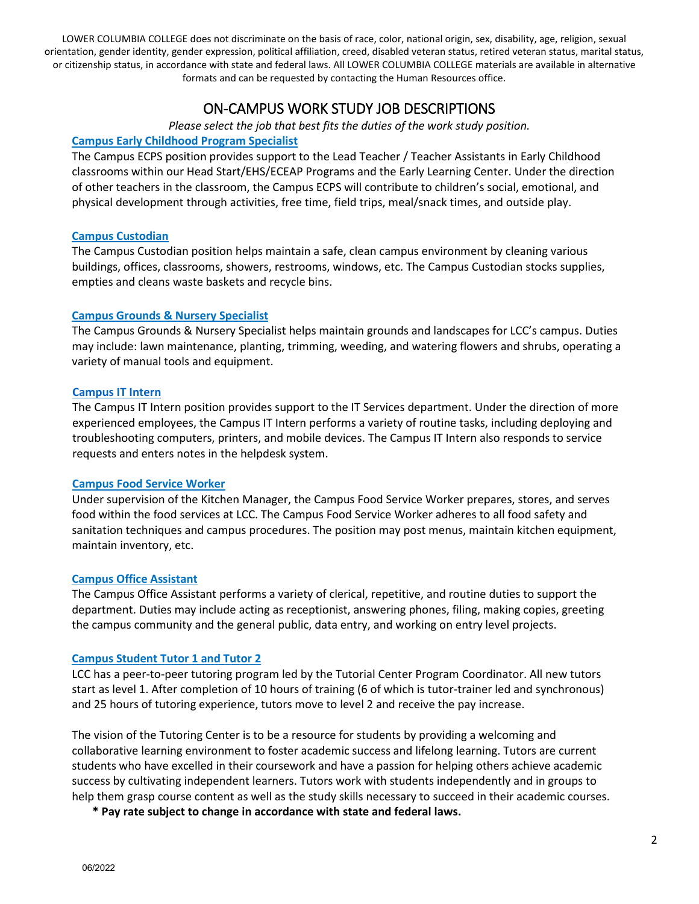LOWER COLUMBIA COLLEGE does not discriminate on the basis of race, color, national origin, sex, disability, age, religion, sexual orientation, gender identity, gender expression, political affiliation, creed, disabled veteran status, retired veteran status, marital status, or citizenship status, in accordance with state and federal laws. All LOWER COLUMBIA COLLEGE materials are available in alternative formats and can be requested by contacting the Human Resources office.

# ON-CAMPUS WORK STUDY JOB DESCRIPTIONS

*Please select the job that best fits the duties of the work study position.*

### Campus Early Childhood Program Specialist

The Campus ECPS position provides support to the Lead Teacher / Teacher Assistants in Early Childhood classrooms within our Head Start/EHS/ECEAP Programs and the Early Learning Center. Under the direction of other teachers in the classroom, the Campus ECPS will contribute to children's social, emotional, and physical development through activities, free time, field trips, meal/snack times, and outside play.

### Campus Custodian

The Campus Custodian position helps maintain a safe, clean campus environment by cleaning various buildings, offices, classrooms, showers, restrooms, windows, etc. The Campus Custodian stocks supplies, empties and cleans waste baskets and recycle bins.

### Campus Grounds & Nursery Specialist

The Campus Grounds & Nursery Specialist helps maintain grounds and landscapes for LCC's campus. Duties may include: lawn maintenance, planting, trimming, weeding, and watering flowers and shrubs, operating a variety of manual tools and equipment.

### Campus IT Intern

The Campus IT Intern position provides support to the IT Services department. Under the direction of more experienced employees, the Campus IT Intern performs a variety of routine tasks, including deploying and troubleshooting computers, printers, and mobile devices. The Campus IT Intern also responds to service requests and enters notes in the helpdesk system.

### Campus Food Service Worker

Under supervision of the Kitchen Manager, the Campus Food Service Worker prepares, stores, and serves food within the food services at LCC. The Campus Food Service Worker adheres to all food safety and sanitation techniques and campus procedures. The position may post menus, maintain kitchen equipment, maintain inventory, etc.

### Campus Office Assistant

The Campus Office Assistant performs a variety of clerical, repetitive, and routine duties to support the department. Duties may include acting as receptionist, answering phones, filing, making copies, greeting the campus community and the general public, data entry, and working on entry level projects.

### Campus Student Tutor 1 and Tutor 2

LCC has a peer-to-peer tutoring program led by the Tutorial Center Program Coordinator. All new tutors start as level 1. After completion of 10 hours of training (6 of which is tutor-trainer led and synchronous) and 25 hours of tutoring experience, tutors move to level 2 and receive the pay increase.

The vision of the Tutoring Center is to be a resource for students by providing a welcoming and collaborative learning environment to foster academic success and lifelong learning. Tutors are current students who have excelled in their coursework and have a passion for helping others achieve academic success by cultivating independent learners. Tutors work with students independently and in groups to help them grasp course content as well as the study skills necessary to succeed in their academic courses.

**\* Pay rate subject to change in accordance with state and federal laws.**

06/2022